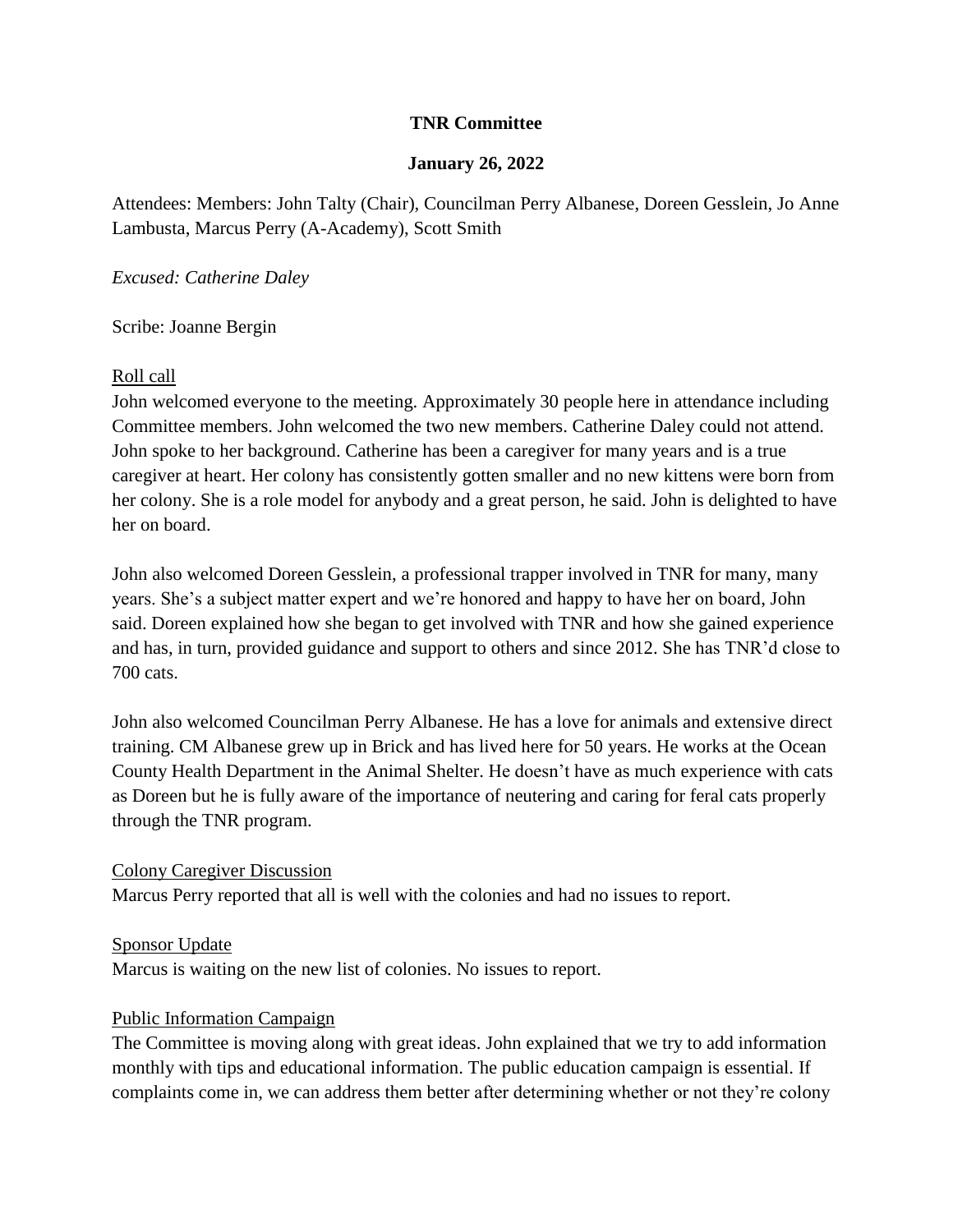**TNR Committee**

**January 26, 2022**

Attendees: Members: John Talty (Chair), Councilman Perry Albanese, Doreen Gesslein, Jo Anne Lambusta, Marcus Perry (A-Academy), Scott Smith

*Excused: Catherine Daley*

Scribe: Joanne Bergin

Roll call

John welcomed everyone to the meeting. Approximately 30 people here in attendance including Committee members. John welcomed the two new members. Catherine Daley could not attend. John spoke to her background. Catherine has been a caregiver for many years and is a true caregiver at heart. Her colony has consistently gotten smaller and no new kittens were born from her colony. She is a role model for anybody and a great person, he said. John is delighted to have her on board.

John also welcomed Doreen Gesslein, a professional trapper involved in TNR for many, many years. She's a subject matter expert and we're honored and happy to have her on board, John said. Doreen explained how she began to get involved with TNR and how she gained experience and has, in turn, provided guidance and support to others and since 2012. She has TNR'd close to 700 cats.

John also welcomed Councilman Perry Albanese. He has a love for animals and extensive direct training. CM Albanese grew up in Brick and has lived here for 50 years. He works at the Ocean County Health Department in the Animal Shelter. He doesn't have as much experience with cats as Doreen but he is fully aware of the importance of neutering and caring for feral cats properly through the TNR program.

Colony Caregiver Discussion

Marcus Perry reported that all is well with the colonies and had no issues to report.

Sponsor Update

Marcus is waiting on the new list of colonies. No issues to report.

Public Information Campaign

The Committee is moving along with great ideas. John explained that we try to add information monthly with tips and educational information. The public education campaign is essential. If complaints come in, we can address them better after determining whether or not they're colony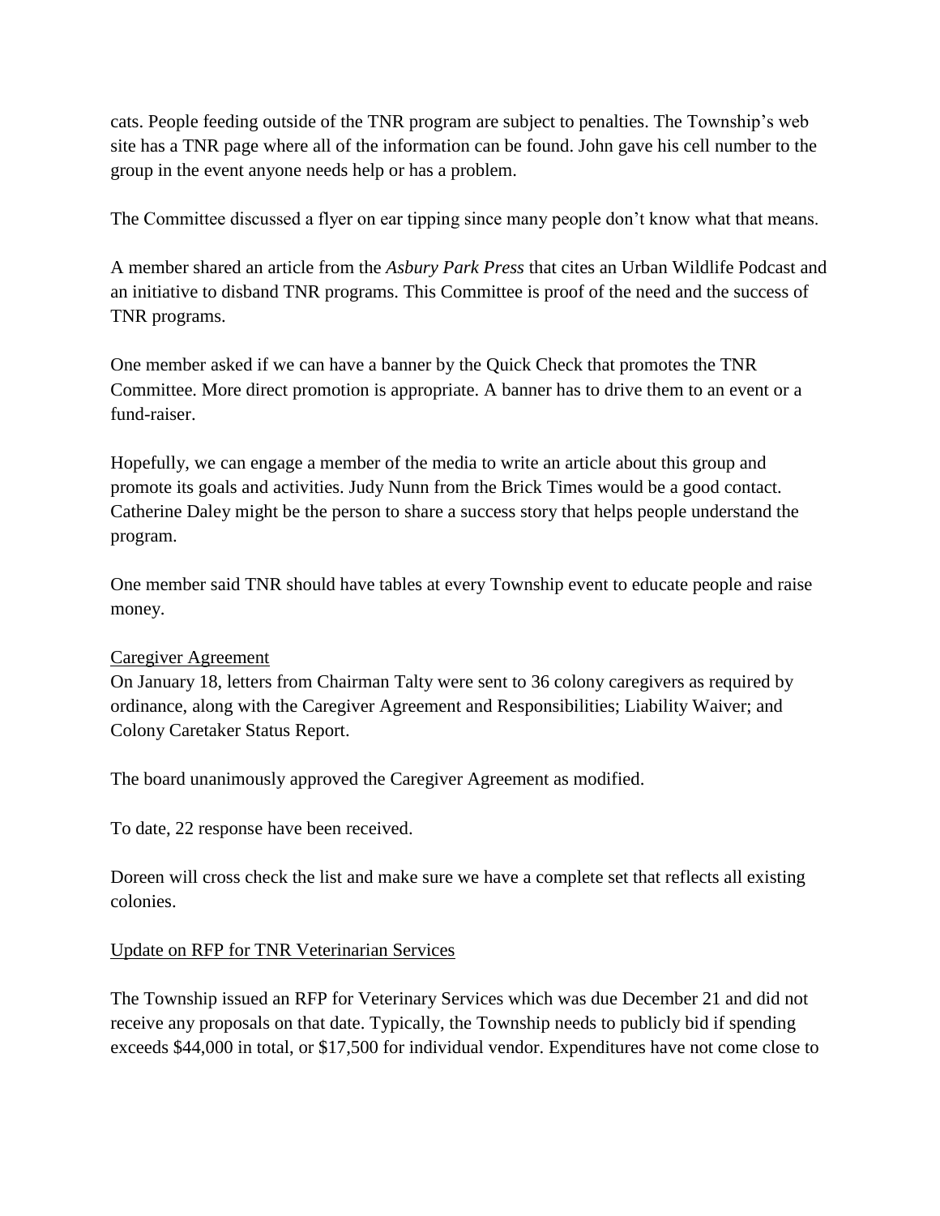cats. People feeding outside of the TNR program are subject to penalties. The Township's web site has a TNR page where all of the information can be found. John gave his cell number to the group in the event anyone needs help or has a problem.

The Committee discussed a flyer on ear tipping since many people don't know what that means.

A member shared an article from the *Asbury Park Press* that cites an Urban Wildlife Podcast and an initiative to disband TNR programs. This Committee is proof of the need and the success of TNR programs.

One member asked if we can have a banner by the Quick Check that promotes the TNR Committee. More direct promotion is appropriate. A banner has to drive them to an event or a fund-raiser.

Hopefully, we can engage a member of the media to write an article about this group and promote its goals and activities. Judy Nunn from the Brick Times would be a good contact. Catherine Daley might be the person to share a success story that helps people understand the program.

One member said TNR should have tables at every Township event to educate people and raise money.

<u>Caregiver Agreement</u>

On January 18, letters from Chairman Talty were sent to 36 colony caregivers as required by ordinance, along with the Caregiver Agreement and Responsibilities; Liability Waiver; and Colony Caretaker Status Report.

The board unanimously approved the Caregiver Agreement as modified.

To date, 22 response have been received.

Doreen will cross check the list and make sure we have a complete set that reflects all existing colonies.

<u>Update on RFP for TNR Veterinarian Services</u>

The Township issued an RFP for Veterinary Services which was due December 21 and did not receive any proposals on that date. Typically, the Township needs to publicly bid if spending exceeds $44,000 in total, or $17,500 for individual vendor. Expenditures have not come close to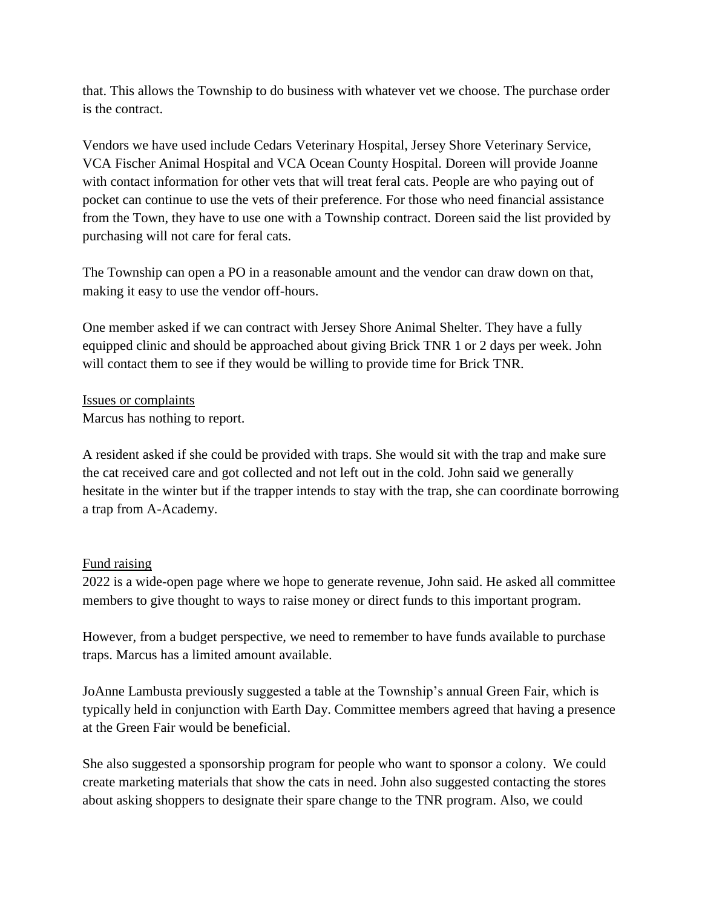that. This allows the Township to do business with whatever vet we choose. The purchase order is the contract.

Vendors we have used include Cedars Veterinary Hospital, Jersey Shore Veterinary Service, VCA Fischer Animal Hospital and VCA Ocean County Hospital. Doreen will provide Joanne with contact information for other vets that will treat feral cats. People are who paying out of pocket can continue to use the vets of their preference. For those who need financial assistance from the Town, they have to use one with a Township contract. Doreen said the list provided by purchasing will not care for feral cats.

The Township can open a PO in a reasonable amount and the vendor can draw down on that, making it easy to use the vendor off-hours.

One member asked if we can contract with Jersey Shore Animal Shelter. They have a fully equipped clinic and should be approached about giving Brick TNR 1 or 2 days per week. John will contact them to see if they would be willing to provide time for Brick TNR.

<u>Issues or complaints</u>
Marcus has nothing to report.

A resident asked if she could be provided with traps. She would sit with the trap and make sure the cat received care and got collected and not left out in the cold. John said we generally hesitate in the winter but if the trapper intends to stay with the trap, she can coordinate borrowing a trap from A-Academy.

<u>Fund raising</u>
2022 is a wide-open page where we hope to generate revenue, John said. He asked all committee members to give thought to ways to raise money or direct funds to this important program.

However, from a budget perspective, we need to remember to have funds available to purchase traps. Marcus has a limited amount available.

JoAnne Lambusta previously suggested a table at the Township's annual Green Fair, which is typically held in conjunction with Earth Day. Committee members agreed that having a presence at the Green Fair would be beneficial.

She also suggested a sponsorship program for people who want to sponsor a colony. We could create marketing materials that show the cats in need. John also suggested contacting the stores about asking shoppers to designate their spare change to the TNR program. Also, we could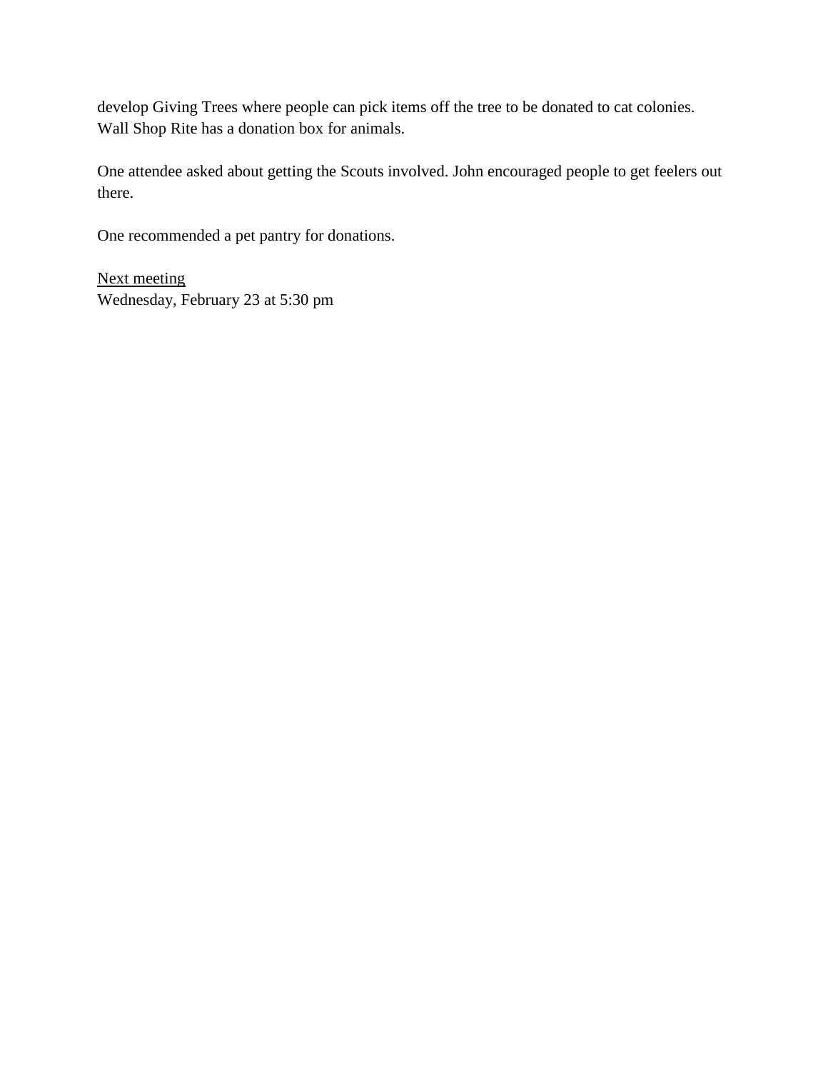develop Giving Trees where people can pick items off the tree to be donated to cat colonies. Wall Shop Rite has a donation box for animals.

One attendee asked about getting the Scouts involved. John encouraged people to get feelers out there.

One recommended a pet pantry for donations.

<u>Next meeting</u>
Wednesday, February 23 at 5:30 pm